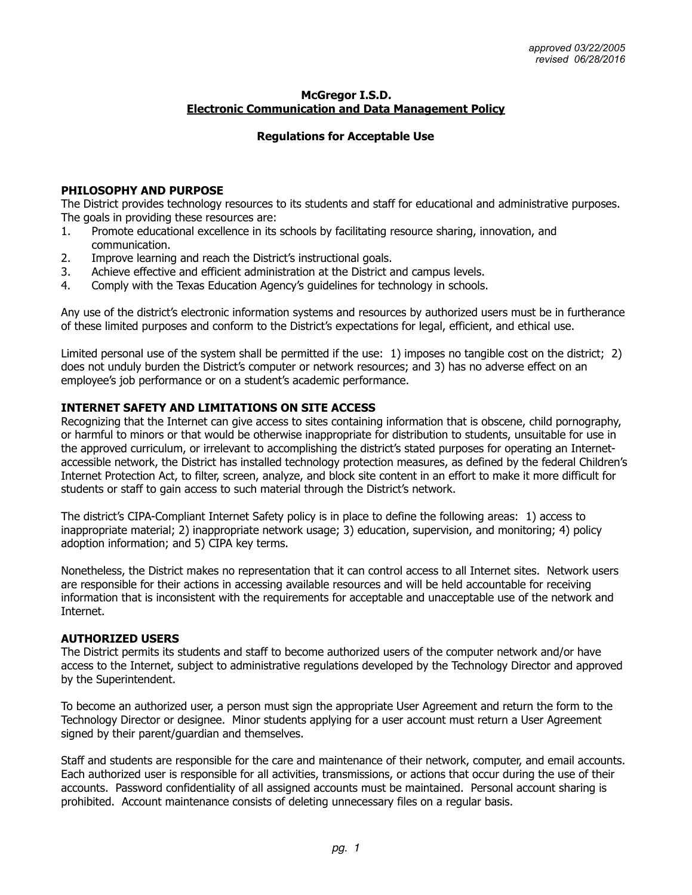*approved 03/22/2005*
*revised 06/28/2016*

# McGregor I.S.D.
## Electronic Communication and Data Management Policy

### Regulations for Acceptable Use

**PHILOSOPHY AND PURPOSE**

The District provides technology resources to its students and staff for educational and administrative purposes. The goals in providing these resources are:

1. Promote educational excellence in its schools by facilitating resource sharing, innovation, and communication.
2. Improve learning and reach the District's instructional goals.
3. Achieve effective and efficient administration at the District and campus levels.
4. Comply with the Texas Education Agency's guidelines for technology in schools.

Any use of the district's electronic information systems and resources by authorized users must be in furtherance of these limited purposes and conform to the District's expectations for legal, efficient, and ethical use.

Limited personal use of the system shall be permitted if the use: 1) imposes no tangible cost on the district; 2) does not unduly burden the District's computer or network resources; and 3) has no adverse effect on an employee's job performance or on a student's academic performance.

**INTERNET SAFETY AND LIMITATIONS ON SITE ACCESS**

Recognizing that the Internet can give access to sites containing information that is obscene, child pornography, or harmful to minors or that would be otherwise inappropriate for distribution to students, unsuitable for use in the approved curriculum, or irrelevant to accomplishing the district's stated purposes for operating an Internet-accessible network, the District has installed technology protection measures, as defined by the federal Children's Internet Protection Act, to filter, screen, analyze, and block site content in an effort to make it more difficult for students or staff to gain access to such material through the District's network.

The district's CIPA-Compliant Internet Safety policy is in place to define the following areas: 1) access to inappropriate material; 2) inappropriate network usage; 3) education, supervision, and monitoring; 4) policy adoption information; and 5) CIPA key terms.

Nonetheless, the District makes no representation that it can control access to all Internet sites. Network users are responsible for their actions in accessing available resources and will be held accountable for receiving information that is inconsistent with the requirements for acceptable and unacceptable use of the network and Internet.

**AUTHORIZED USERS**

The District permits its students and staff to become authorized users of the computer network and/or have access to the Internet, subject to administrative regulations developed by the Technology Director and approved by the Superintendent.

To become an authorized user, a person must sign the appropriate User Agreement and return the form to the Technology Director or designee. Minor students applying for a user account must return a User Agreement signed by their parent/guardian and themselves.

Staff and students are responsible for the care and maintenance of their network, computer, and email accounts. Each authorized user is responsible for all activities, transmissions, or actions that occur during the use of their accounts. Password confidentiality of all assigned accounts must be maintained. Personal account sharing is prohibited. Account maintenance consists of deleting unnecessary files on a regular basis.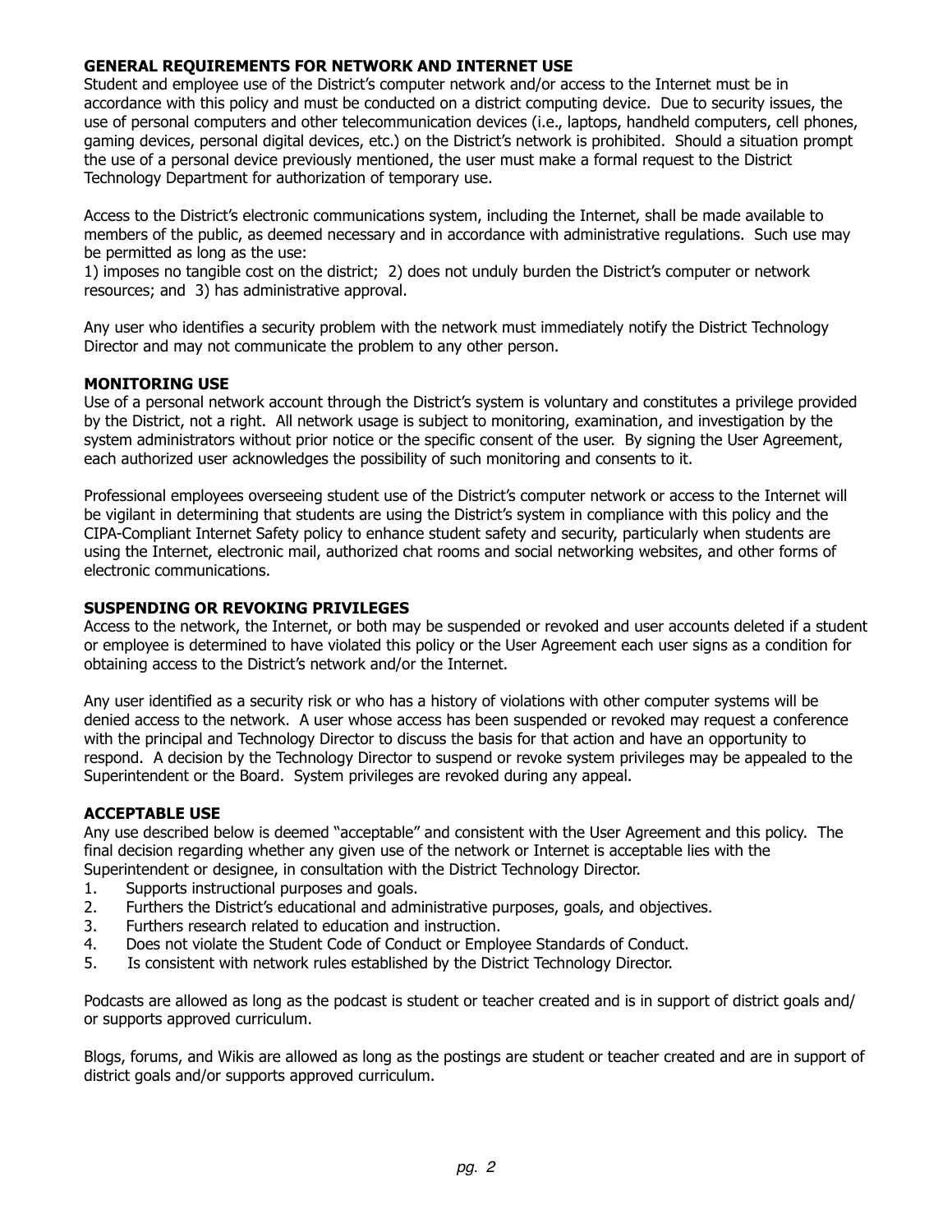## GENERAL REQUIREMENTS FOR NETWORK AND INTERNET USE

Student and employee use of the District's computer network and/or access to the Internet must be in accordance with this policy and must be conducted on a district computing device. Due to security issues, the use of personal computers and other telecommunication devices (i.e., laptops, handheld computers, cell phones, gaming devices, personal digital devices, etc.) on the District's network is prohibited. Should a situation prompt the use of a personal device previously mentioned, the user must make a formal request to the District Technology Department for authorization of temporary use.

Access to the District's electronic communications system, including the Internet, shall be made available to members of the public, as deemed necessary and in accordance with administrative regulations. Such use may be permitted as long as the use:
1) imposes no tangible cost on the district; 2) does not unduly burden the District's computer or network resources; and 3) has administrative approval.

Any user who identifies a security problem with the network must immediately notify the District Technology Director and may not communicate the problem to any other person.

## MONITORING USE

Use of a personal network account through the District's system is voluntary and constitutes a privilege provided by the District, not a right. All network usage is subject to monitoring, examination, and investigation by the system administrators without prior notice or the specific consent of the user. By signing the User Agreement, each authorized user acknowledges the possibility of such monitoring and consents to it.

Professional employees overseeing student use of the District's computer network or access to the Internet will be vigilant in determining that students are using the District's system in compliance with this policy and the CIPA-Compliant Internet Safety policy to enhance student safety and security, particularly when students are using the Internet, electronic mail, authorized chat rooms and social networking websites, and other forms of electronic communications.

## SUSPENDING OR REVOKING PRIVILEGES

Access to the network, the Internet, or both may be suspended or revoked and user accounts deleted if a student or employee is determined to have violated this policy or the User Agreement each user signs as a condition for obtaining access to the District's network and/or the Internet.

Any user identified as a security risk or who has a history of violations with other computer systems will be denied access to the network. A user whose access has been suspended or revoked may request a conference with the principal and Technology Director to discuss the basis for that action and have an opportunity to respond. A decision by the Technology Director to suspend or revoke system privileges may be appealed to the Superintendent or the Board. System privileges are revoked during any appeal.

## ACCEPTABLE USE

Any use described below is deemed "acceptable" and consistent with the User Agreement and this policy. The final decision regarding whether any given use of the network or Internet is acceptable lies with the Superintendent or designee, in consultation with the District Technology Director.

1. Supports instructional purposes and goals.
2. Furthers the District's educational and administrative purposes, goals, and objectives.
3. Furthers research related to education and instruction.
4. Does not violate the Student Code of Conduct or Employee Standards of Conduct.
5. Is consistent with network rules established by the District Technology Director.

Podcasts are allowed as long as the podcast is student or teacher created and is in support of district goals and/or supports approved curriculum.

Blogs, forums, and Wikis are allowed as long as the postings are student or teacher created and are in support of district goals and/or supports approved curriculum.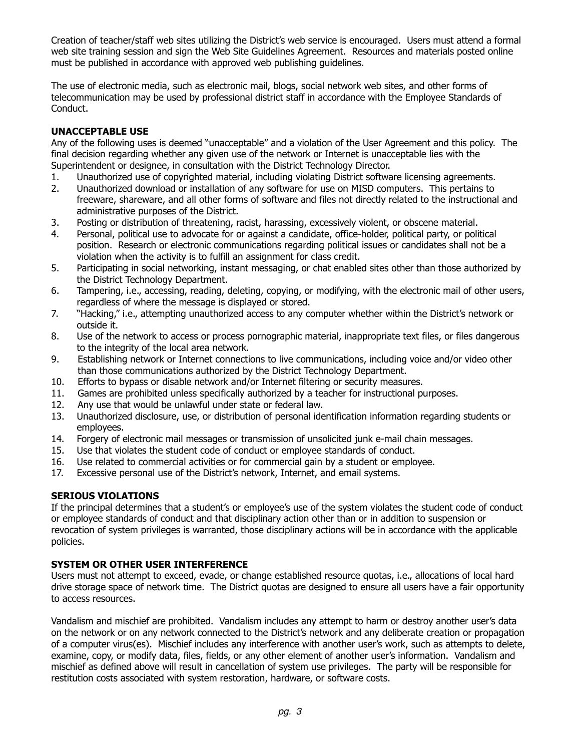Creation of teacher/staff web sites utilizing the District's web service is encouraged. Users must attend a formal web site training session and sign the Web Site Guidelines Agreement. Resources and materials posted online must be published in accordance with approved web publishing guidelines.

The use of electronic media, such as electronic mail, blogs, social network web sites, and other forms of telecommunication may be used by professional district staff in accordance with the Employee Standards of Conduct.

**UNACCEPTABLE USE**

Any of the following uses is deemed "unacceptable" and a violation of the User Agreement and this policy. The final decision regarding whether any given use of the network or Internet is unacceptable lies with the Superintendent or designee, in consultation with the District Technology Director.

1. Unauthorized use of copyrighted material, including violating District software licensing agreements.
2. Unauthorized download or installation of any software for use on MISD computers. This pertains to freeware, shareware, and all other forms of software and files not directly related to the instructional and administrative purposes of the District.
3. Posting or distribution of threatening, racist, harassing, excessively violent, or obscene material.
4. Personal, political use to advocate for or against a candidate, office-holder, political party, or political position. Research or electronic communications regarding political issues or candidates shall not be a violation when the activity is to fulfill an assignment for class credit.
5. Participating in social networking, instant messaging, or chat enabled sites other than those authorized by the District Technology Department.
6. Tampering, i.e., accessing, reading, deleting, copying, or modifying, with the electronic mail of other users, regardless of where the message is displayed or stored.
7. "Hacking," i.e., attempting unauthorized access to any computer whether within the District's network or outside it.
8. Use of the network to access or process pornographic material, inappropriate text files, or files dangerous to the integrity of the local area network.
9. Establishing network or Internet connections to live communications, including voice and/or video other than those communications authorized by the District Technology Department.
10. Efforts to bypass or disable network and/or Internet filtering or security measures.
11. Games are prohibited unless specifically authorized by a teacher for instructional purposes.
12. Any use that would be unlawful under state or federal law.
13. Unauthorized disclosure, use, or distribution of personal identification information regarding students or employees.
14. Forgery of electronic mail messages or transmission of unsolicited junk e-mail chain messages.
15. Use that violates the student code of conduct or employee standards of conduct.
16. Use related to commercial activities or for commercial gain by a student or employee.
17. Excessive personal use of the District's network, Internet, and email systems.

**SERIOUS VIOLATIONS**

If the principal determines that a student's or employee's use of the system violates the student code of conduct or employee standards of conduct and that disciplinary action other than or in addition to suspension or revocation of system privileges is warranted, those disciplinary actions will be in accordance with the applicable policies.

**SYSTEM OR OTHER USER INTERFERENCE**

Users must not attempt to exceed, evade, or change established resource quotas, i.e., allocations of local hard drive storage space of network time. The District quotas are designed to ensure all users have a fair opportunity to access resources.

Vandalism and mischief are prohibited. Vandalism includes any attempt to harm or destroy another user's data on the network or on any network connected to the District's network and any deliberate creation or propagation of a computer virus(es). Mischief includes any interference with another user's work, such as attempts to delete, examine, copy, or modify data, files, fields, or any other element of another user's information. Vandalism and mischief as defined above will result in cancellation of system use privileges. The party will be responsible for restitution costs associated with system restoration, hardware, or software costs.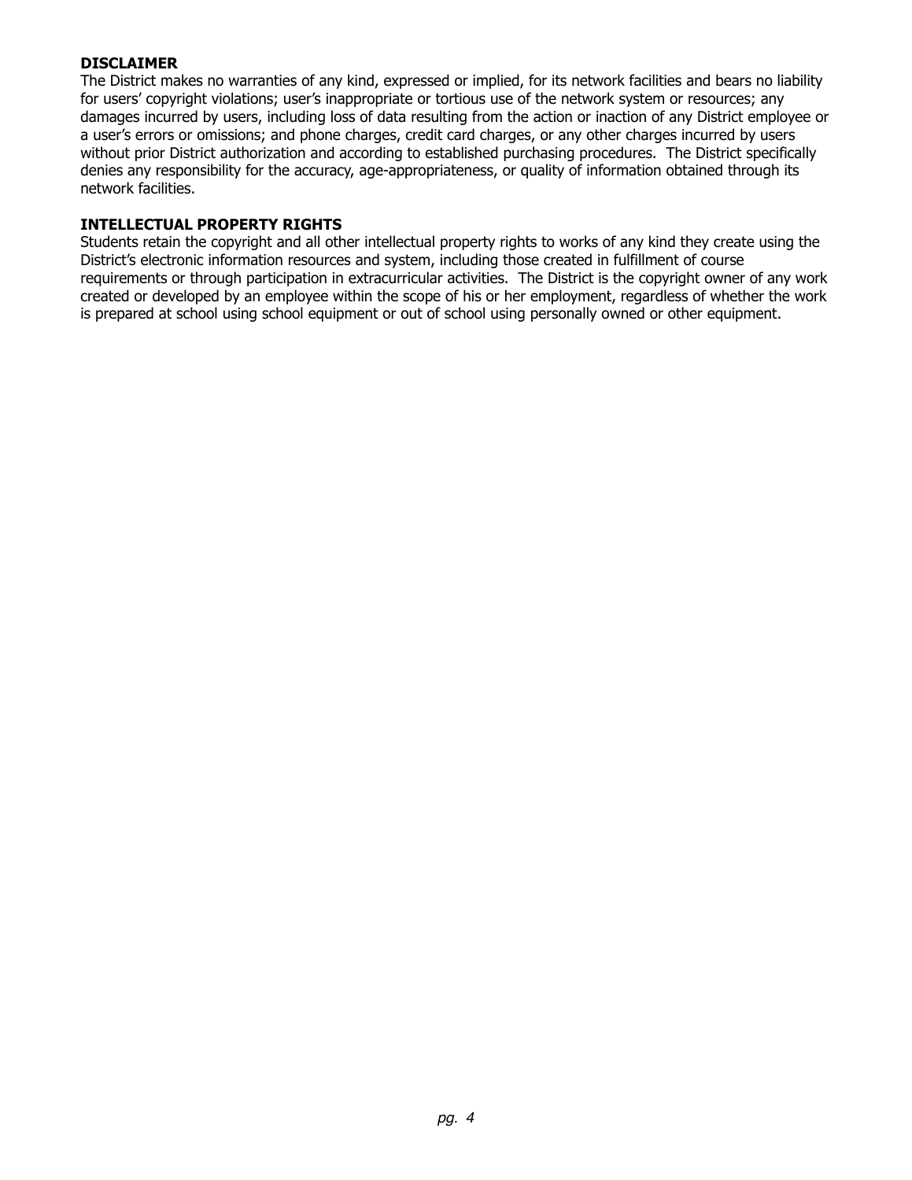**DISCLAIMER**

The District makes no warranties of any kind, expressed or implied, for its network facilities and bears no liability for users' copyright violations; user's inappropriate or tortious use of the network system or resources; any damages incurred by users, including loss of data resulting from the action or inaction of any District employee or a user's errors or omissions; and phone charges, credit card charges, or any other charges incurred by users without prior District authorization and according to established purchasing procedures. The District specifically denies any responsibility for the accuracy, age-appropriateness, or quality of information obtained through its network facilities.

**INTELLECTUAL PROPERTY RIGHTS**

Students retain the copyright and all other intellectual property rights to works of any kind they create using the District's electronic information resources and system, including those created in fulfillment of course requirements or through participation in extracurricular activities. The District is the copyright owner of any work created or developed by an employee within the scope of his or her employment, regardless of whether the work is prepared at school using school equipment or out of school using personally owned or other equipment.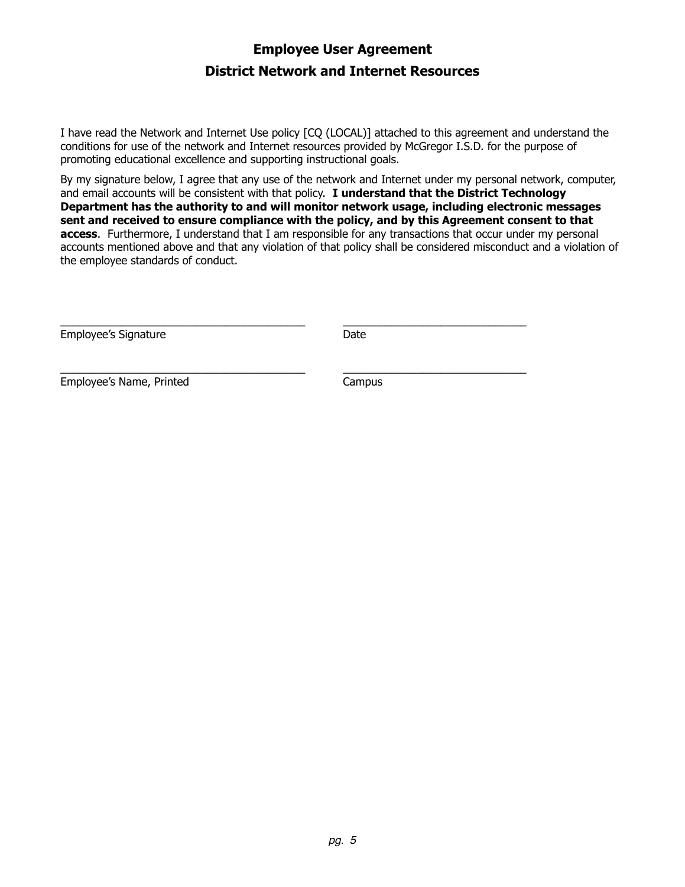# Employee User Agreement

## District Network and Internet Resources

I have read the Network and Internet Use policy [CQ (LOCAL)] attached to this agreement and understand the conditions for use of the network and Internet resources provided by McGregor I.S.D. for the purpose of promoting educational excellence and supporting instructional goals.

By my signature below, I agree that any use of the network and Internet under my personal network, computer, and email accounts will be consistent with that policy. **I understand that the District Technology Department has the authority to and will monitor network usage, including electronic messages sent and received to ensure compliance with the policy, and by this Agreement consent to that access**. Furthermore, I understand that I am responsible for any transactions that occur under my personal accounts mentioned above and that any violation of that policy shall be considered misconduct and a violation of the employee standards of conduct.

| | |
|---|---|
| ________________________________________ | ______________________________ |
| Employee's Signature | Date |
| ________________________________________ | ______________________________ |
| Employee's Name, Printed | Campus |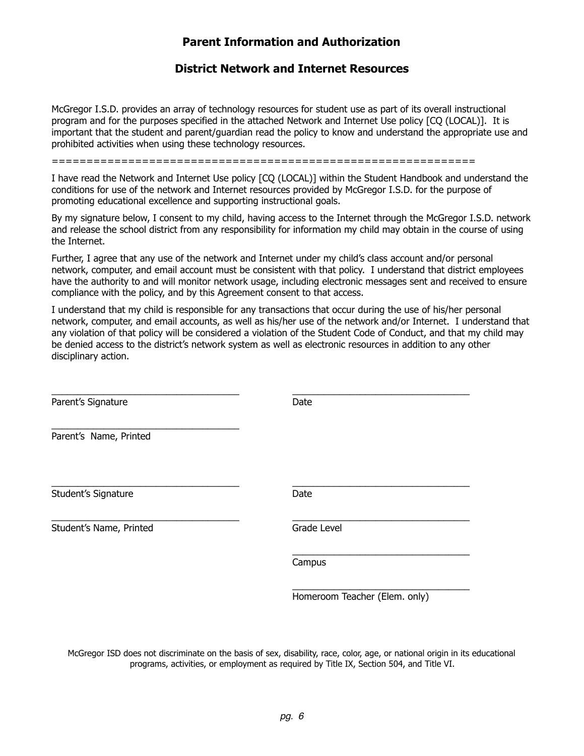## Parent Information and Authorization

## District Network and Internet Resources

McGregor I.S.D. provides an array of technology resources for student use as part of its overall instructional program and for the purposes specified in the attached Network and Internet Use policy [CQ (LOCAL)]. It is important that the student and parent/guardian read the policy to know and understand the appropriate use and prohibited activities when using these technology resources.

==============================================================

I have read the Network and Internet Use policy [CQ (LOCAL)] within the Student Handbook and understand the conditions for use of the network and Internet resources provided by McGregor I.S.D. for the purpose of promoting educational excellence and supporting instructional goals.

By my signature below, I consent to my child, having access to the Internet through the McGregor I.S.D. network and release the school district from any responsibility for information my child may obtain in the course of using the Internet.

Further, I agree that any use of the network and Internet under my child's class account and/or personal network, computer, and email account must be consistent with that policy. I understand that district employees have the authority to and will monitor network usage, including electronic messages sent and received to ensure compliance with the policy, and by this Agreement consent to that access.

I understand that my child is responsible for any transactions that occur during the use of his/her personal network, computer, and email accounts, as well as his/her use of the network and/or Internet. I understand that any violation of that policy will be considered a violation of the Student Code of Conduct, and that my child may be denied access to the district's network system as well as electronic resources in addition to any other disciplinary action.

___________________________________ ___________________________________
Parent's Signature Date

___________________________________
Parent's Name, Printed

___________________________________ ___________________________________
Student's Signature Date

___________________________________ ___________________________________
Student's Name, Printed Grade Level

___________________________________
Campus

___________________________________
Homeroom Teacher (Elem. only)

McGregor ISD does not discriminate on the basis of sex, disability, race, color, age, or national origin in its educational programs, activities, or employment as required by Title IX, Section 504, and Title VI.